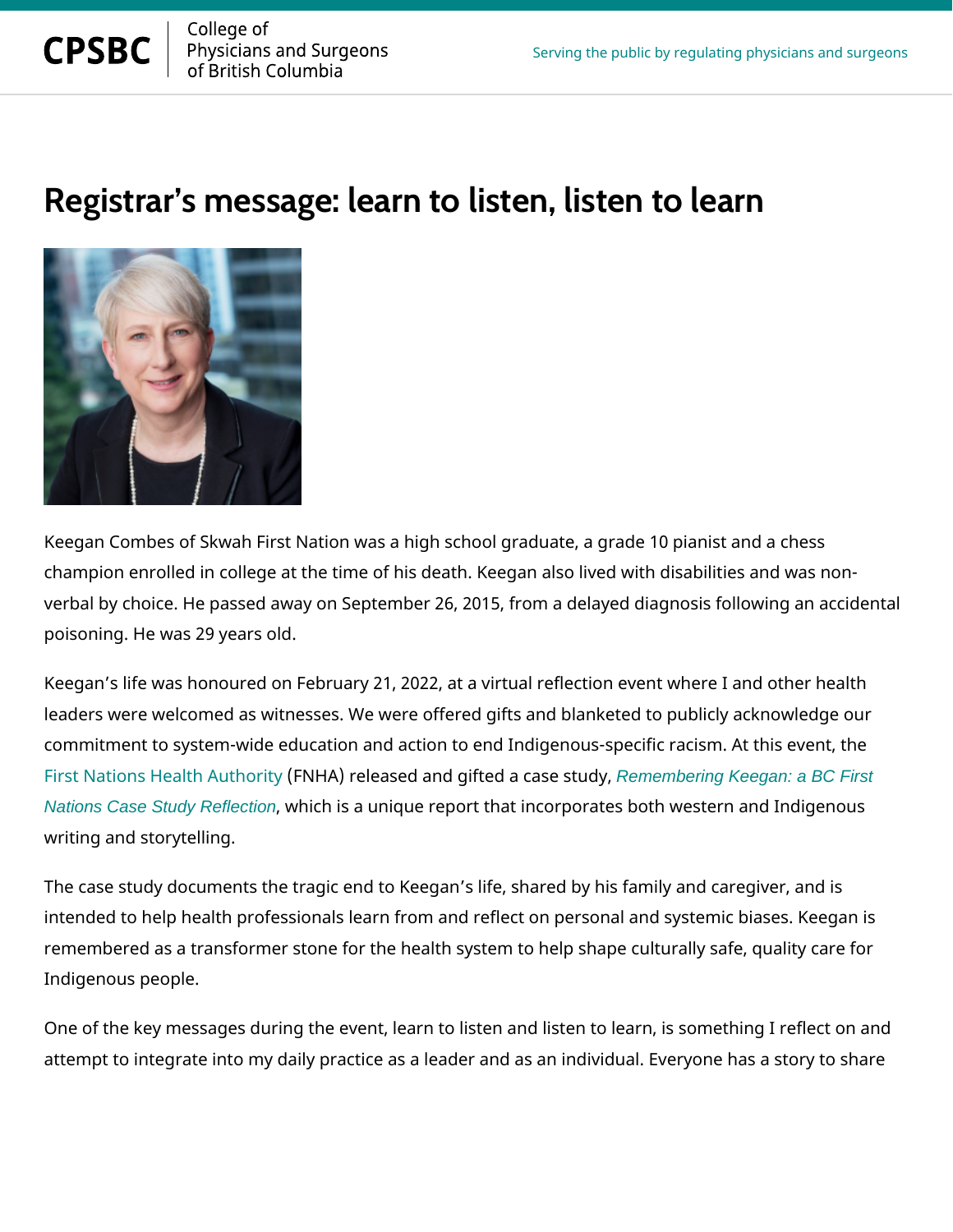# Registrar's message: learn to listen, listen to learn

Keegan Combes of Skwah First Nation was a high school graduate, a grade 10 pianist and a chess champion enrolled in college at the time of his death. Keegan also lived with disabilities and was non-verbal by choice. He passed away on September 26, 2015, from a delayed diagnosis following an accidental poisoning. He was 29 years old.

Keegan's life was honoured on February 21, 2022, at a virtual reflection event where I and other health leaders were welcomed as witnesses. We were offered gifts and blanketed to publicly acknowledge our commitment to system-wide education and action to end Indigenous-specific racism. At this event, the First Nations Health Authority (FNHA) released and gifted a case study, *Remembering Keegan: a BC First Nations Case Study Reflection*, which is a unique report that incorporates both western and Indigenous writing and storytelling.

The case study documents the tragic end to Keegan's life, shared by his family and caregiver, and is intended to help health professionals learn from and reflect on personal and systemic biases. Keegan is remembered as a transformer stone for the health system to help shape culturally safe, quality care for Indigenous people.

One of the key messages during the event, learn to listen and listen to learn, is something I reflect on and attempt to integrate into my daily practice as a leader and as an individual. Everyone has a story to share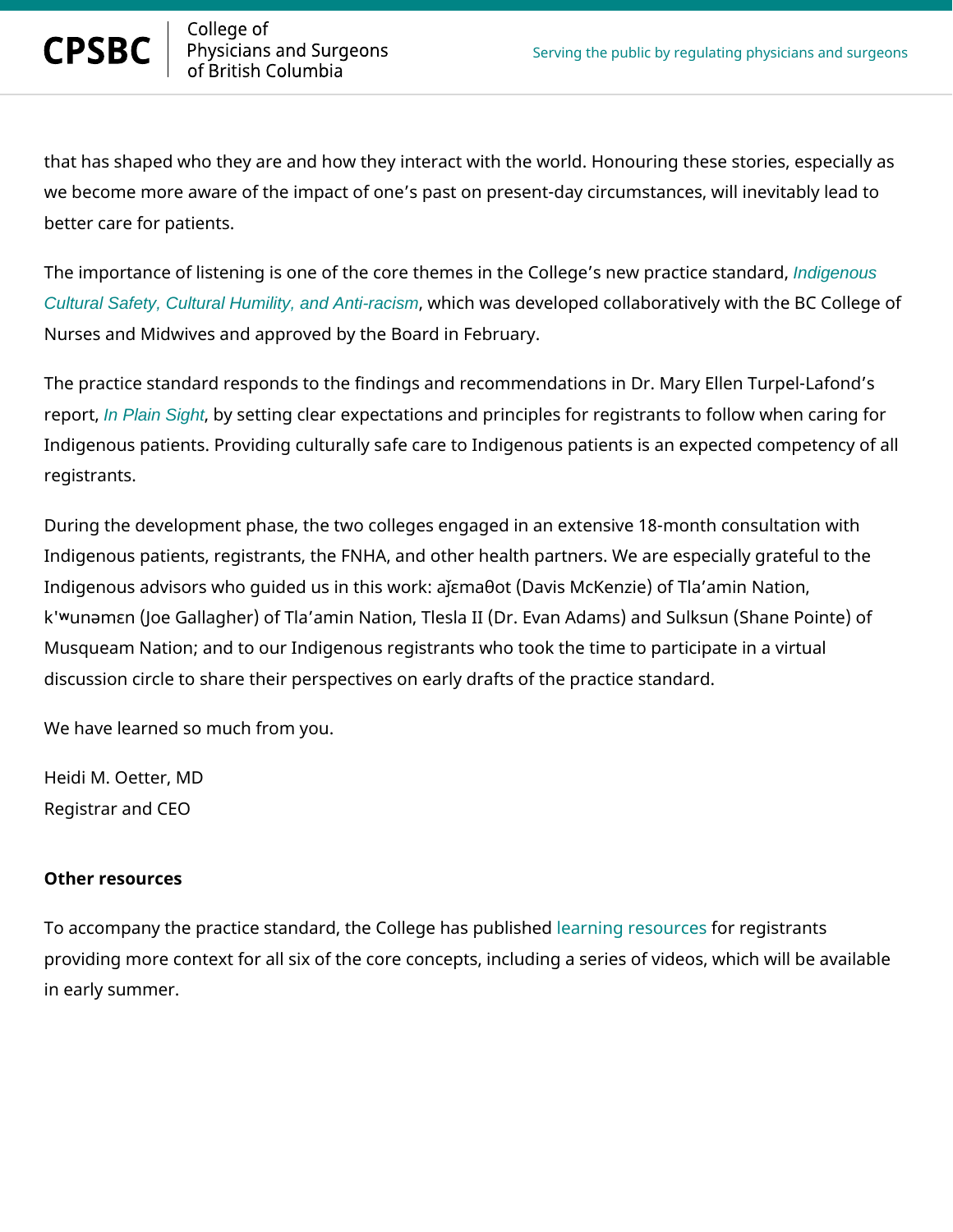that has shaped who they are and how they interact with the world. Honouring these stories, especially as we become more aware of the impact of one's past on present-day circumstances, will inevitably lead to better care for patients.

The importance of listening is one of the core themes in the College's new practice standard, *Indigenous Cultural Safety, Cultural Humility, and Anti-racism*, which was developed collaboratively with the BC College of Nurses and Midwives and approved by the Board in February.

The practice standard responds to the findings and recommendations in Dr. Mary Ellen Turpel-Lafond's report, *In Plain Sight*, by setting clear expectations and principles for registrants to follow when caring for Indigenous patients. Providing culturally safe care to Indigenous patients is an expected competency of all registrants.

During the development phase, the two colleges engaged in an extensive 18-month consultation with Indigenous patients, registrants, the FNHA, and other health partners. We are especially grateful to the Indigenous advisors who guided us in this work: ajɛmaθot (Davis McKenzie) of Tla'amin Nation, k'ʷunəmɛn (Joe Gallagher) of Tla'amin Nation, Tlesla II (Dr. Evan Adams) and Sulksun (Shane Pointe) of Musqueam Nation; and to our Indigenous registrants who took the time to participate in a virtual discussion circle to share their perspectives on early drafts of the practice standard.

We have learned so much from you.

Heidi M. Oetter, MD
Registrar and CEO

**Other resources**

To accompany the practice standard, the College has published learning resources for registrants providing more context for all six of the core concepts, including a series of videos, which will be available in early summer.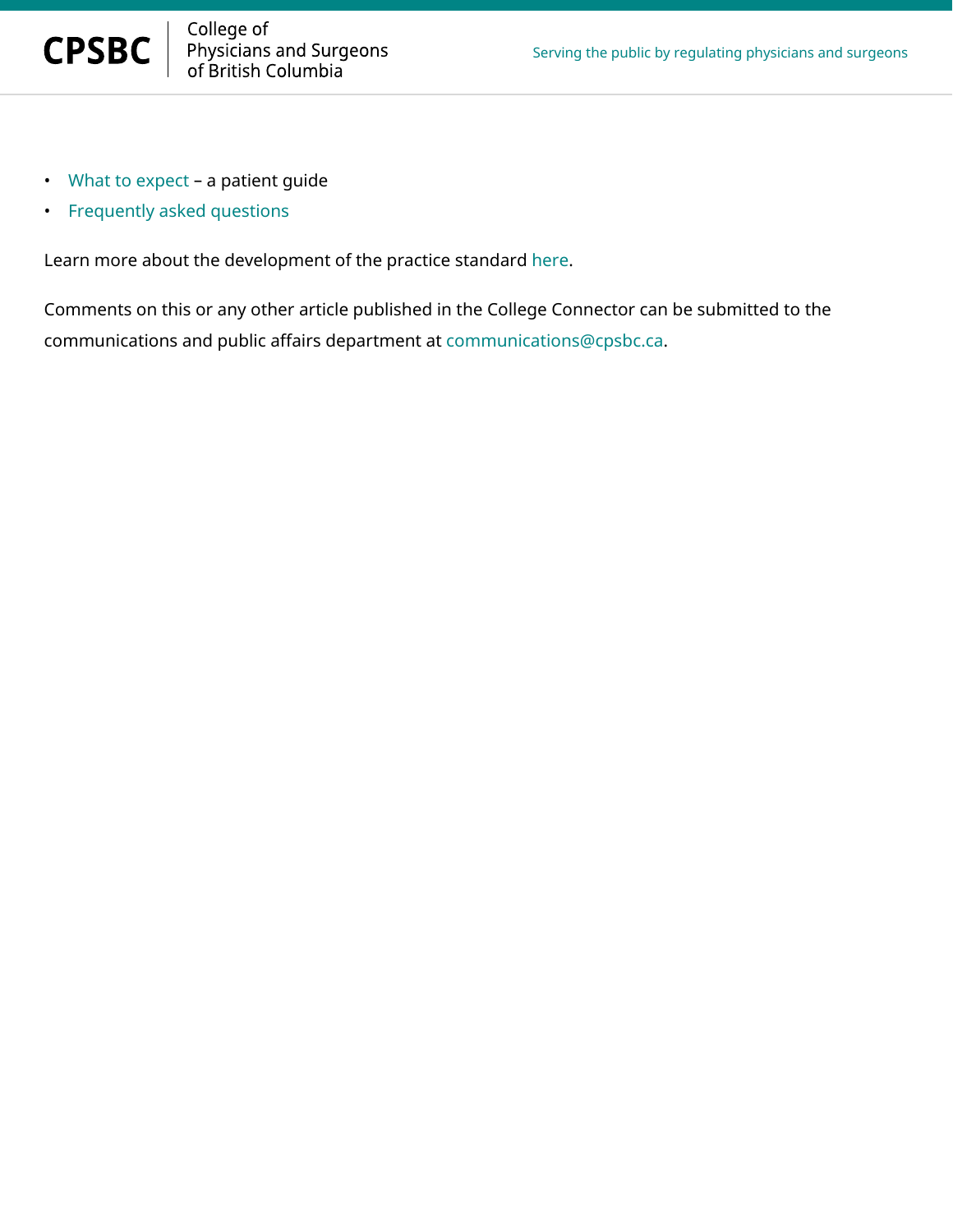- What to expect – a patient guide
- Frequently asked questions

Learn more about the development of the practice standard here.

Comments on this or any other article published in the College Connector can be submitted to the communications and public affairs department at communications@cpsbc.ca.